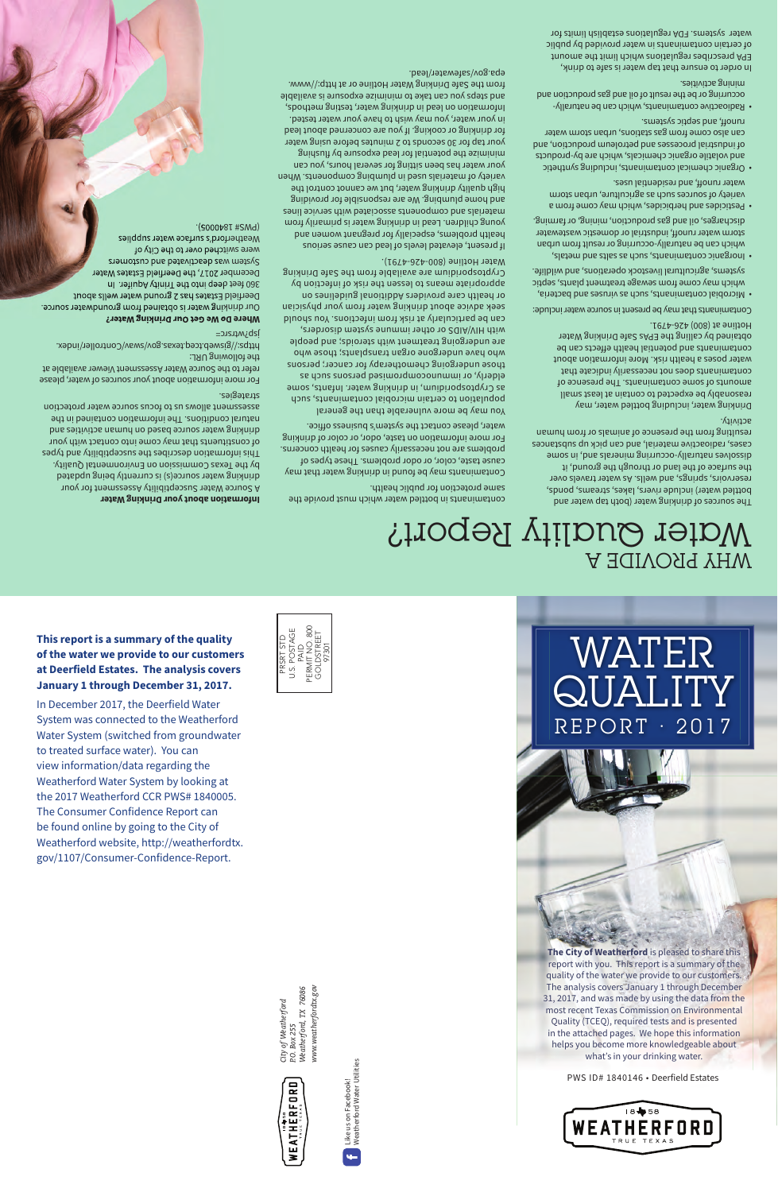# WATER QUALITY REPORT · 2017

**The City of Weatherford** is pleased to share this report with you. This report is a summary of the quality of the water we provide to our customers. The analysis covers January 1 through December 31, 2017, and was made by using the data from the most recent Texas Commission on Environmental Quality (TCEQ), required tests and is presented in the attached pages. We hope this information helps you become more knowledgeable about what's in your drinking water.

PWS ID# 1840146 • Deerfield Estates

WEATHERFORD TRUE TEXAS 1858

**This report is a summary of the quality of the water we provide to our customers at Deerfield Estates. The analysis covers January 1 through December 31, 2017.**

In December 2017, the Deerfield Water System was connected to the Weatherford Water System (switched from groundwater to treated surface water). You can view information/data regarding the Weatherford Water System by looking at the 2017 Weatherford CCR PWS# 1840005. The Consumer Confidence Report can be found online by going to the City of Weatherford website, http://weatherfordtx.gov/1107/Consumer-Confidence-Report.

PRSRT STD
U.S. POSTAGE
PAID
PERMIT NO. 800
GOLDSTREET
97301

*City of Weatherford*
*P.O. Box 255*
*Weatherford, TX 76086*
*www.weatherfordtx.gov*

Like us on Facebook!
Weatherford Water Utilities

# WHY PROVIDE A Water Quality Report?

The sources of drinking water (both tap water and bottled water) include rivers, lakes, streams, ponds, reservoirs, springs, and wells. As water travels over the surface of the land or through the ground, it dissolves naturally-occurring minerals and, in some cases, radioactive material, and can pick up substances resulting from the presence of animals or from human activity.

Drinking water, including bottled water, may reasonably be expected to contain at least small amounts of some contaminants. The presence of contaminants does not necessarily indicate that water poses a health risk. More information about contaminants and potential health effects can be obtained by calling the EPAs Safe Drinking Water Hotline at (800) 426-4791.

Contaminants that may be present in source water include:

- Microbial contaminants, such as viruses and bacteria, which may come from sewage treatment plants, septic systems, agricultural livestock operations, and wildlife.
- Inorganic contaminants, such as salts and metals, which can be naturally-occurring or result from urban storm water runoff, industrial or domestic wastewater discharges, oil and gas production, mining, or farming.
- Pesticides and herbicides, which may come from a variety of sources such as agriculture, urban storm water runoff, and residential uses.
- Organic chemical contaminants, including synthetic and volatile organic chemicals, which are by-products of industrial processes and petroleum production, and can also come from gas stations, urban storm water runoff, and septic systems.
- Radioactive contaminants, which can be naturally-occurring or be the result of oil and gas production and mining activities.

In order to ensure that tap water is safe to drink, EPA prescribes regulations which limit the amount of certain contaminants in water provided by public water systems. FDA regulations establish limits for contaminants in bottled water which must provide the same protection for public health.

Contaminants may be found in drinking water that may cause taste, color, or odor problems. These types of problems are not necessarily causes for health concerns. For more information on taste, odor, or color of drinking water, please contact the system's business office.

You may be more vulnerable than the general population to certain microbial contaminants, such as Cryptosporidium, in drinking water. Infants, some elderly, or immunocompromised persons such as those undergoing chemotherapy for cancer; persons who have undergone organ transplants; those who are undergoing treatment with steroids; and people with HIV/AIDS or other immune system disorders, can be particularly at risk from infections. You should seek advice about drinking water from your physician or health care providers Additional guidelines on appropriate means to lessen the risk of infection by Cryptosporidium are available from the Safe Drinking Water Hotline (800-426-4791).

If present, elevated levels of lead can cause serious health problems, especially for pregnant women and young children. Lead in drinking water is primarily from materials and components associated with service lines and home plumbing. We are responsible for providing high quality drinking water, but we cannot control the variety of materials used in plumbing components. When your water has been sitting for several hours, you can minimize the potential for lead exposure by flushing your tap for 30 seconds to 2 minutes before using water for drinking or cooking. If you are concerned about lead in your water, you may wish to have your water tested. Information on lead in drinking water, testing methods, and steps you can take to minimize exposure is available from the Safe Drinking Water Hotline or at http://www.epa.gov/safewater/lead.

**Information about your Drinking Water**

A Source Water Susceptibility Assessment for your drinking water source(s) is currently being updated by the Texas Commission on Environmental Quality. This information describes the susceptibility and types of constituents that may come into contact with your drinking water source based on human activities and natural conditions. The information contained in the assessment allows us to focus source water protection strategies.

For more information about your sources of water, please refer to the Source Water Assessment Viewer available at the following URL: https://gisweb.tceq.texas.gov/swav/Controller/index.jsp?wtrsrc=

***Where Do We Get Our Drinking Water?***

Our drinking water is obtained from groundwater source. Deerfield Estates has 2 ground water wells about 360 feet deep into the Trinity Aquifer. In December 2017, the Deerfield Estates Water System was deactivated and customers were switched over to the City of Weatherford's surface water supplies (PWS #1840005).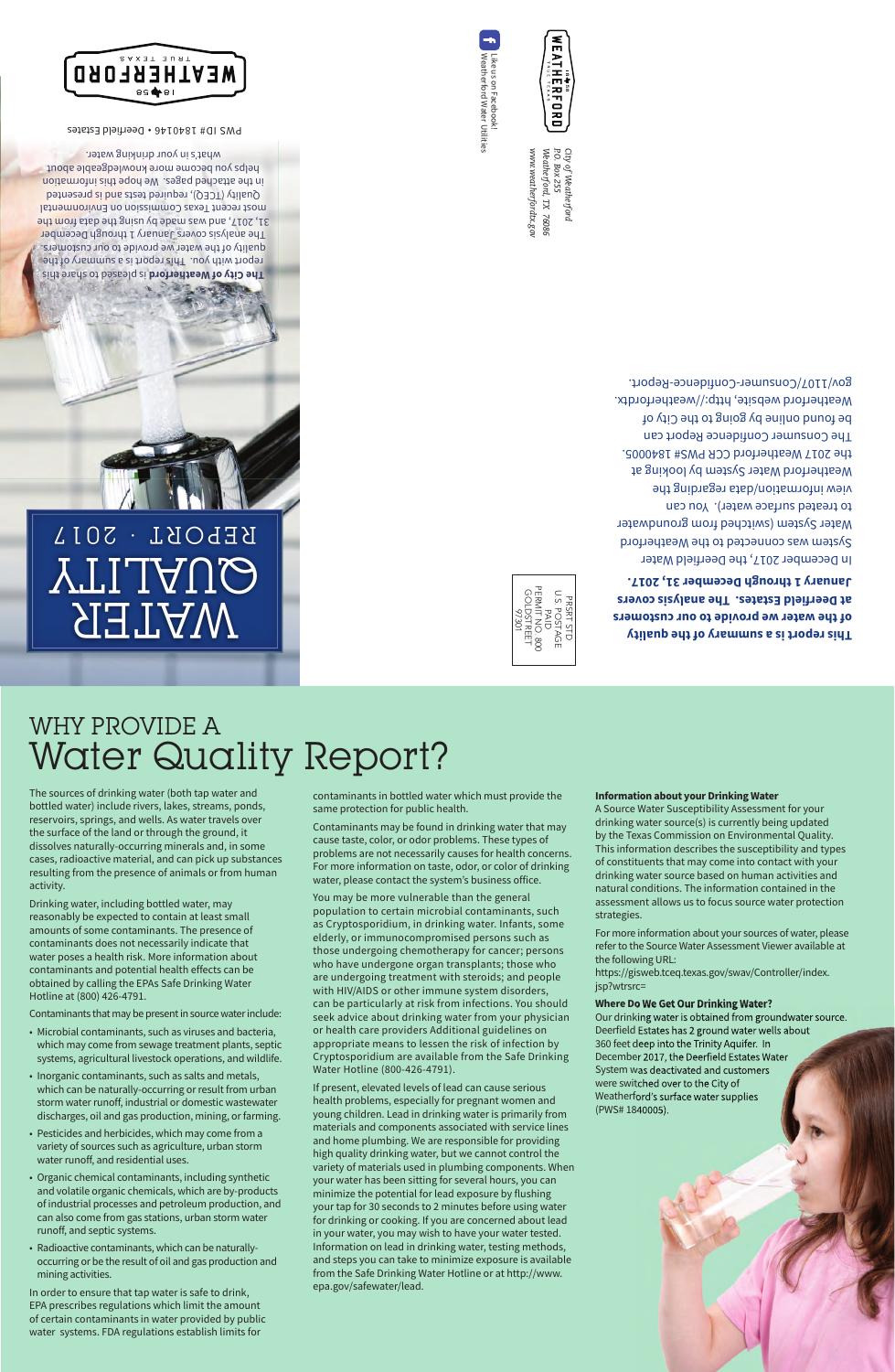# WATER QUALITY

REPORT · 2017

**The City of Weatherford** is pleased to share this report with you. This report is a summary of the quality of the water we provide to our customers. The analysis covers January 1 through December 31, 2017, and was made by using the data from the most recent Texas Commission on Environmental Quality (TCEQ), required tests and is presented in the attached pages. We hope this information helps you become more knowledgeable about what's in your drinking water.

PWS ID# 1840146 • Deerfield Estates

WEATHERFORD 1858 TRUE TEXAS

**This report is a summary of the quality of the water we provide to our customers at Deerfield Estates. The analysis covers January 1 through December 31, 2017.**

In December 2017, the Deerfield Water System was connected to the Weatherford Water System (switched from groundwater to treated surface water). You can view information/data regarding the Weatherford Water System by looking at the 2017 Weatherford CCR PWS# 1840005.

The Consumer Confidence Report can be found online by going to the City of Weatherford website, http://weatherfordtx.gov/1107/Consumer-Confidence-Report.

City of Weatherford
P.O. Box 255
Weatherford, TX 76086
www.weatherfordtx.gov

Like us on Facebook!
Weatherford Water Utilities

PRSRT STD
U.S. POSTAGE
PAID
PERMIT NO. 800
GOLDSTREET
97301

## WHY PROVIDE A Water Quality Report?

The sources of drinking water (both tap water and bottled water) include rivers, lakes, streams, ponds, reservoirs, springs, and wells. As water travels over the surface of the land or through the ground, it dissolves naturally-occurring minerals and, in some cases, radioactive material, and can pick up substances resulting from the presence of animals or from human activity.

Drinking water, including bottled water, may reasonably be expected to contain at least small amounts of some contaminants. The presence of contaminants does not necessarily indicate that water poses a health risk. More information about contaminants and potential health effects can be obtained by calling the EPAs Safe Drinking Water Hotline at (800) 426-4791.

Contaminants that may be present in source water include:

- Microbial contaminants, such as viruses and bacteria, which may come from sewage treatment plants, septic systems, agricultural livestock operations, and wildlife.
- Inorganic contaminants, such as salts and metals, which can be naturally-occurring or result from urban storm water runoff, industrial or domestic wastewater discharges, oil and gas production, mining, or farming.
- Pesticides and herbicides, which may come from a variety of sources such as agriculture, urban storm water runoff, and residential uses.
- Organic chemical contaminants, including synthetic and volatile organic chemicals, which are by-products of industrial processes and petroleum production, and can also come from gas stations, urban storm water runoff, and septic systems.
- Radioactive contaminants, which can be naturally-occurring or be the result of oil and gas production and mining activities.

In order to ensure that tap water is safe to drink, EPA prescribes regulations which limit the amount of certain contaminants in water provided by public water systems. FDA regulations establish limits for contaminants in bottled water which must provide the same protection for public health.

Contaminants may be found in drinking water that may cause taste, color, or odor problems. These types of problems are not necessarily causes for health concerns. For more information on taste, odor, or color of drinking water, please contact the system's business office.

You may be more vulnerable than the general population to certain microbial contaminants, such as Cryptosporidium, in drinking water. Infants, some elderly, or immunocompromised persons such as those undergoing chemotherapy for cancer; persons who have undergone organ transplants; those who are undergoing treatment with steroids; and people with HIV/AIDS or other immune system disorders, can be particularly at risk from infections. You should seek advice about drinking water from your physician or health care providers Additional guidelines on appropriate means to lessen the risk of infection by Cryptosporidium are available from the Safe Drinking Water Hotline (800-426-4791).

If present, elevated levels of lead can cause serious health problems, especially for pregnant women and young children. Lead in drinking water is primarily from materials and components associated with service lines and home plumbing. We are responsible for providing high quality drinking water, but we cannot control the variety of materials used in plumbing components. When your water has been sitting for several hours, you can minimize the potential for lead exposure by flushing your tap for 30 seconds to 2 minutes before using water for drinking or cooking. If you are concerned about lead in your water, you may wish to have your water tested. Information on lead in drinking water, testing methods, and steps you can take to minimize exposure is available from the Safe Drinking Water Hotline or at http://www.epa.gov/safewater/lead.

**Information about your Drinking Water**

A Source Water Susceptibility Assessment for your drinking water source(s) is currently being updated by the Texas Commission on Environmental Quality. This information describes the susceptibility and types of constituents that may come into contact with your drinking water source based on human activities and natural conditions. The information contained in the assessment allows us to focus source water protection strategies.

For more information about your sources of water, please refer to the Source Water Assessment Viewer available at the following URL:
https://gisweb.tceq.texas.gov/swav/Controller/index.jsp?wtrsrc=

**Where Do We Get Our Drinking Water?**

Our drinking water is obtained from groundwater source. Deerfield Estates has 2 ground water wells about 360 feet deep into the Trinity Aquifer. In December 2017, the Deerfield Estates Water System was deactivated and customers were switched over to the City of Weatherford's surface water supplies (PWS# 1840005).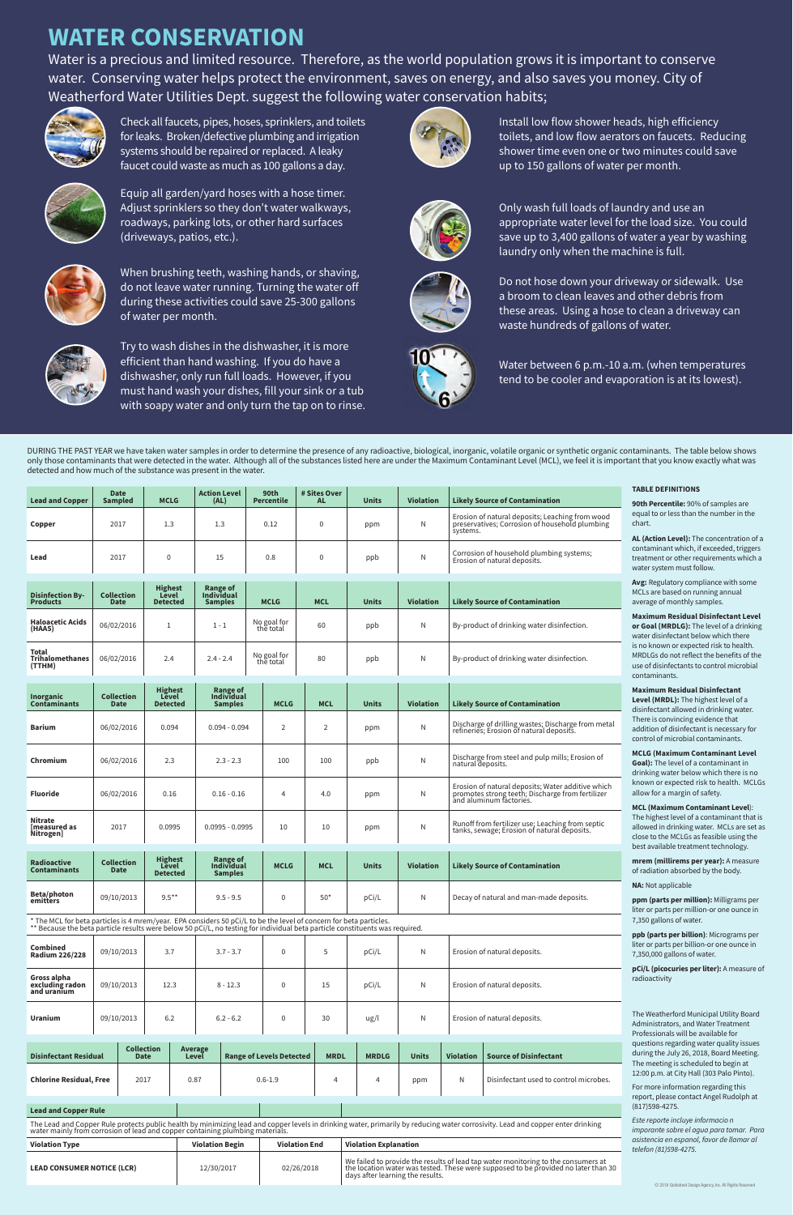# WATER CONSERVATION

Water is a precious and limited resource. Therefore, as the world population grows it is important to conserve water. Conserving water helps protect the environment, saves on energy, and also saves you money. City of Weatherford Water Utilities Dept. suggest the following water conservation habits;

Check all faucets, pipes, hoses, sprinklers, and toilets for leaks. Broken/defective plumbing and irrigation systems should be repaired or replaced. A leaky faucet could waste as much as 100 gallons a day.

Equip all garden/yard hoses with a hose timer. Adjust sprinklers so they don't water walkways, roadways, parking lots, or other hard surfaces (driveways, patios, etc.).

When brushing teeth, washing hands, or shaving, do not leave water running. Turning the water off during these activities could save 25-300 gallons of water per month.

Try to wash dishes in the dishwasher, it is more efficient than hand washing. If you do have a dishwasher, only run full loads. However, if you must hand wash your dishes, fill your sink or a tub with soapy water and only turn the tap on to rinse.

Install low flow shower heads, high efficiency toilets, and low flow aerators on faucets. Reducing shower time even one or two minutes could save up to 150 gallons of water per month.

Only wash full loads of laundry and use an appropriate water level for the load size. You could save up to 3,400 gallons of water a year by washing laundry only when the machine is full.

Do not hose down your driveway or sidewalk. Use a broom to clean leaves and other debris from these areas. Using a hose to clean a driveway can waste hundreds of gallons of water.

Water between 6 p.m.-10 a.m. (when temperatures tend to be cooler and evaporation is at its lowest).

DURING THE PAST YEAR we have taken water samples in order to determine the presence of any radioactive, biological, inorganic, volatile organic or synthetic organic contaminants. The table below shows only those contaminants that were detected in the water. Although all of the substances listed here are under the Maximum Contaminant Level (MCL), we feel it is important that you know exactly what was detected and how much of the substance was present in the water.

| Lead and Copper | Date Sampled | MCLG | Action Level (AL) | 90th Percentile | # Sites Over AL | Units | Violation | Likely Source of Contamination |
|---|---|---|---|---|---|---|---|---|
| Copper | 2017 | 1.3 | 1.3 | 0.12 | 0 | ppm | N | Erosion of natural deposits; Leaching from wood preservatives; Corrosion of household plumbing systems. |
| Lead | 2017 | 0 | 15 | 0.8 | 0 | ppb | N | Corrosion of household plumbing systems; Erosion of natural deposits. |

| Disinfection By-Products | Collection Date | Highest Level Detected | Range of Individual Samples | MCLG | MCL | Units | Violation | Likely Source of Contamination |
|---|---|---|---|---|---|---|---|---|
| Haloacetic Acids (HAA5) | 06/02/2016 | 1 | 1 - 1 | No goal for the total | 60 | ppb | N | By-product of drinking water disinfection. |
| Total Trihalomethanes (TTHM) | 06/02/2016 | 2.4 | 2.4 - 2.4 | No goal for the total | 80 | ppb | N | By-product of drinking water disinfection. |

| Inorganic Contaminants | Collection Date | Highest Level Detected | Range of Individual Samples | MCLG | MCL | Units | Violation | Likely Source of Contamination |
|---|---|---|---|---|---|---|---|---|
| Barium | 06/02/2016 | 0.094 | 0.094 - 0.094 | 2 | 2 | ppm | N | Discharge of drilling wastes; Discharge from metal refineries; Erosion of natural deposits. |
| Chromium | 06/02/2016 | 2.3 | 2.3 - 2.3 | 100 | 100 | ppb | N | Discharge from steel and pulp mills; Erosion of natural deposits. |
| Fluoride | 06/02/2016 | 0.16 | 0.16 - 0.16 | 4 | 4.0 | ppm | N | Erosion of natural deposits; Water additive which promotes strong teeth; Discharge from fertilizer and aluminum factories. |
| Nitrate [measured as Nitrogen] | 2017 | 0.0995 | 0.0995 - 0.0995 | 10 | 10 | ppm | N | Runoff from fertilizer use; Leaching from septic tanks, sewage; Erosion of natural deposits. |

| Radioactive Contaminants | Collection Date | Highest Level Detected | Range of Individual Samples | MCLG | MCL | Units | Violation | Likely Source of Contamination |
|---|---|---|---|---|---|---|---|---|
| Beta/photon emitters | 09/10/2013 | 9.5** | 9.5 - 9.5 | 0 | 50* | pCi/L | N | Decay of natural and man-made deposits. |
| Combined Radium 226/228 | 09/10/2013 | 3.7 | 3.7 - 3.7 | 0 | 5 | pCi/L | N | Erosion of natural deposits. |
| Gross alpha excluding radon and uranium | 09/10/2013 | 12.3 | 8 - 12.3 | 0 | 15 | pCi/L | N | Erosion of natural deposits. |
| Uranium | 09/10/2013 | 6.2 | 6.2 - 6.2 | 0 | 30 | ug/l | N | Erosion of natural deposits. |

\* The MCL for beta particles is 4 mrem/year. EPA considers 50 pCi/L to be the level of concern for beta particles.
\*\* Because the beta particle results were below 50 pCi/L, no testing for individual beta particle constituents was required.

| Disinfectant Residual | Collection Date | Average Level | Range of Levels Detected | MRDL | MRDLG | Units | Violation | Source of Disinfectant |
|---|---|---|---|---|---|---|---|---|
| Chlorine Residual, Free | 2017 | 0.87 | 0.6-1.9 | 4 | 4 | ppm | N | Disinfectant used to control microbes. |

**Lead and Copper Rule**

The Lead and Copper Rule protects public health by minimizing lead and copper levels in drinking water, primarily by reducing water corrosivity. Lead and copper enter drinking water mainly from corrosion of lead and copper containing plumbing materials.

| Violation Type | Violation Begin | Violation End | Violation Explanation |
|---|---|---|---|
| LEAD CONSUMER NOTICE (LCR) | 12/30/2017 | 02/26/2018 | We failed to provide the results of lead tap water monitoring to the consumers at the location water was tested. These were supposed to be provided no later than 30 days after learning the results. |

**TABLE DEFINITIONS**

**90th Percentile:** 90% of samples are equal to or less than the number in the chart.

**AL (Action Level):** The concentration of a contaminant which, if exceeded, triggers treatment or other requirements which a water system must follow.

**Avg:** Regulatory compliance with some MCLs are based on running annual average of monthly samples.

**Maximum Residual Disinfectant Level or Goal (MRDLG):** The level of a drinking water disinfectant below which there is no known or expected risk to health. MRDLGs do not reflect the benefits of the use of disinfectants to control microbial contaminants.

**Maximum Residual Disinfectant Level (MRDL):** The highest level of a disinfectant allowed in drinking water. There is convincing evidence that addition of disinfectant is necessary for control of microbial contaminants.

**MCLG (Maximum Contaminant Level Goal):** The level of a contaminant in drinking water below which there is no known or expected risk to health. MCLGs allow for a margin of safety.

**MCL (Maximum Contaminant Level):** The highest level of a contaminant that is allowed in drinking water. MCLs are set as close to the MCLGs as feasible using the best available treatment technology.

**mrem (millirems per year):** A measure of radiation absorbed by the body.

**NA:** Not applicable

**ppm (parts per million):** Milligrams per liter or parts per million-or one ounce in 7,350 gallons of water.

**ppb (parts per billion):** Micrograms per liter or parts per billion-or one ounce in 7,350,000 gallons of water.

**pCi/L (picocuries per liter):** A measure of radioactivity

The Weatherford Municipal Utility Board Administrators, and Water Treatment Professionals will be available for questions regarding water quality issues during the July 26, 2018, Board Meeting. The meeting is scheduled to begin at 12:00 p.m. at City Hall (303 Palo Pinto).

For more information regarding this report, please contact Angel Rudolph at (817)598-4275.

*Este reporte incluye informacio n importante sobre el agua para tomar. Para asistencia en espanol, favor de llamar al telefon (81)598-4275.*

© 2018 Gottshed Design Agency, Inc. All Rights Reserved